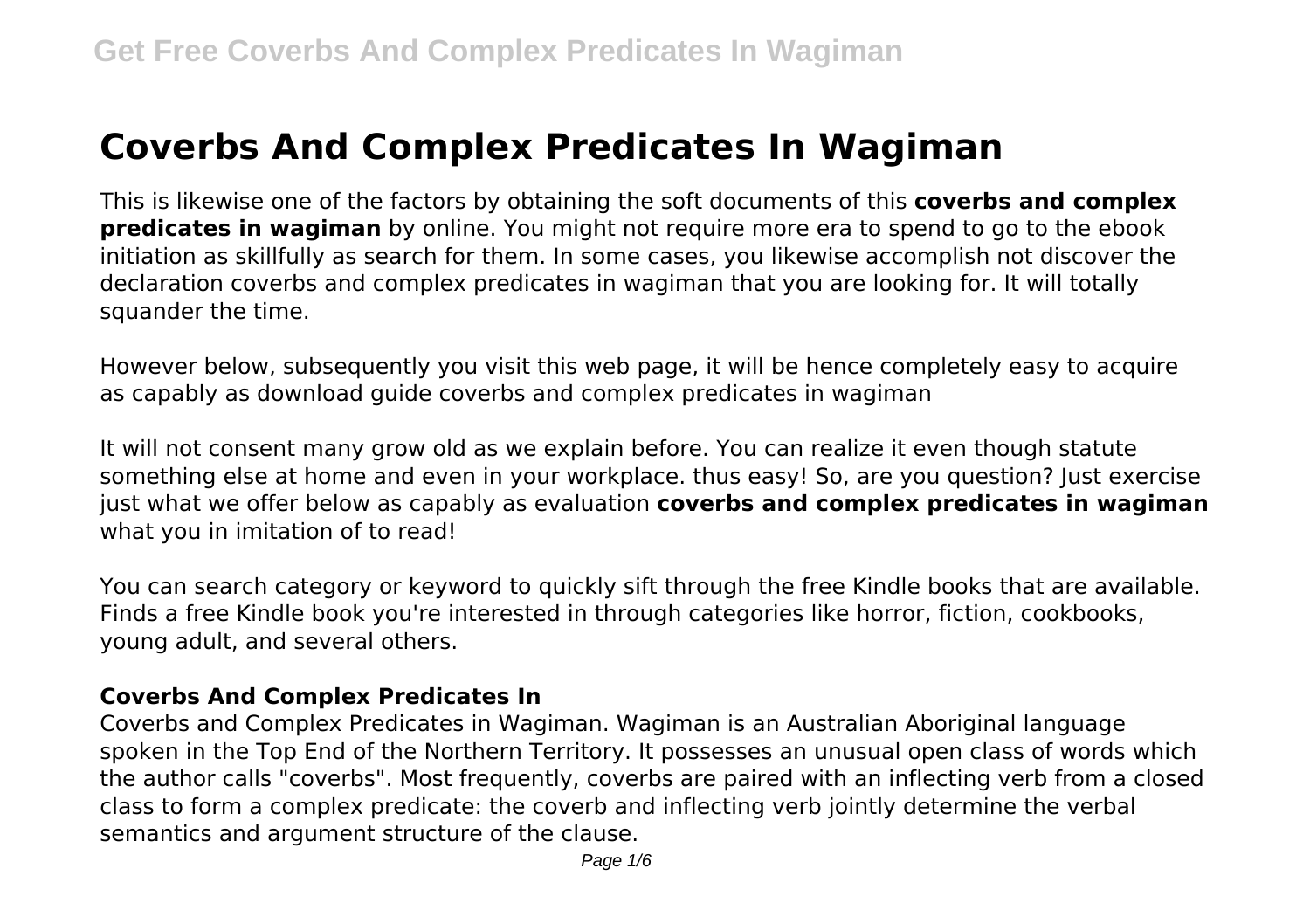# Coverbs And Complex Predicates In Wagiman

This is likewise one of the factors by obtaining the soft documents of this **coverbs and complex predicates in wagiman** by online. You might not require more era to spend to go to the ebook initiation as skillfully as search for them. In some cases, you likewise accomplish not discover the declaration coverbs and complex predicates in wagiman that you are looking for. It will totally squander the time.

However below, subsequently you visit this web page, it will be hence completely easy to acquire as capably as download guide coverbs and complex predicates in wagiman

It will not consent many grow old as we explain before. You can realize it even though statute something else at home and even in your workplace. thus easy! So, are you question? Just exercise just what we offer below as capably as evaluation **coverbs and complex predicates in wagiman** what you in imitation of to read!

You can search category or keyword to quickly sift through the free Kindle books that are available. Finds a free Kindle book you're interested in through categories like horror, fiction, cookbooks, young adult, and several others.

## Coverbs And Complex Predicates In

Coverbs and Complex Predicates in Wagiman. Wagiman is an Australian Aboriginal language spoken in the Top End of the Northern Territory. It possesses an unusual open class of words which the author calls "coverbs". Most frequently, coverbs are paired with an inflecting verb from a closed class to form a complex predicate: the coverb and inflecting verb jointly determine the verbal semantics and argument structure of the clause.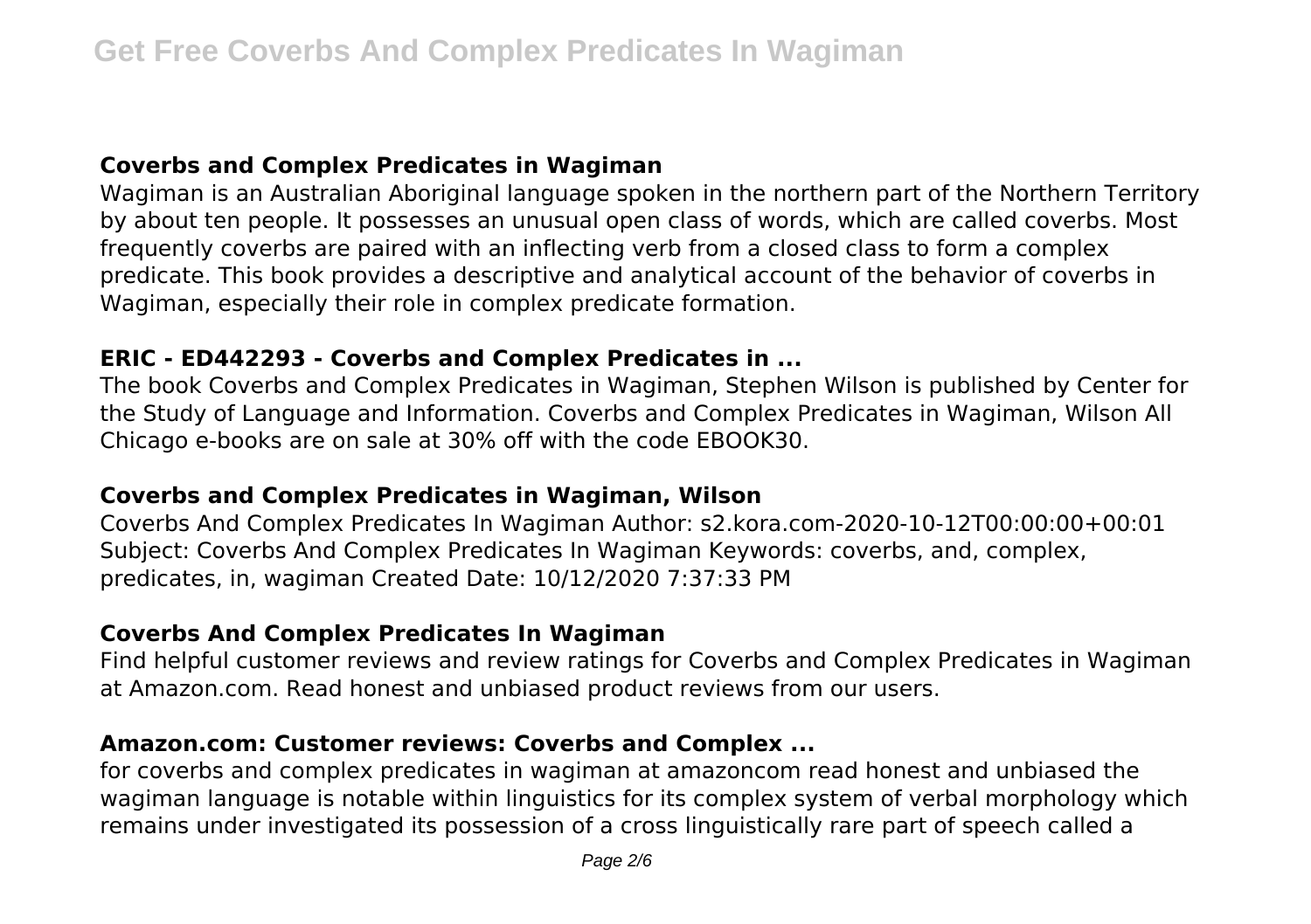### Coverbs and Complex Predicates in Wagiman

Wagiman is an Australian Aboriginal language spoken in the northern part of the Northern Territory by about ten people. It possesses an unusual open class of words, which are called coverbs. Most frequently coverbs are paired with an inflecting verb from a closed class to form a complex predicate. This book provides a descriptive and analytical account of the behavior of coverbs in Wagiman, especially their role in complex predicate formation.

### ERIC - ED442293 - Coverbs and Complex Predicates in ...

The book Coverbs and Complex Predicates in Wagiman, Stephen Wilson is published by Center for the Study of Language and Information. Coverbs and Complex Predicates in Wagiman, Wilson All Chicago e-books are on sale at 30% off with the code EBOOK30.

### Coverbs and Complex Predicates in Wagiman, Wilson

Coverbs And Complex Predicates In Wagiman Author: s2.kora.com-2020-10-12T00:00:00+00:01 Subject: Coverbs And Complex Predicates In Wagiman Keywords: coverbs, and, complex, predicates, in, wagiman Created Date: 10/12/2020 7:37:33 PM

### Coverbs And Complex Predicates In Wagiman

Find helpful customer reviews and review ratings for Coverbs and Complex Predicates in Wagiman at Amazon.com. Read honest and unbiased product reviews from our users.

### Amazon.com: Customer reviews: Coverbs and Complex ...

for coverbs and complex predicates in wagiman at amazoncom read honest and unbiased the wagiman language is notable within linguistics for its complex system of verbal morphology which remains under investigated its possession of a cross linguistically rare part of speech called a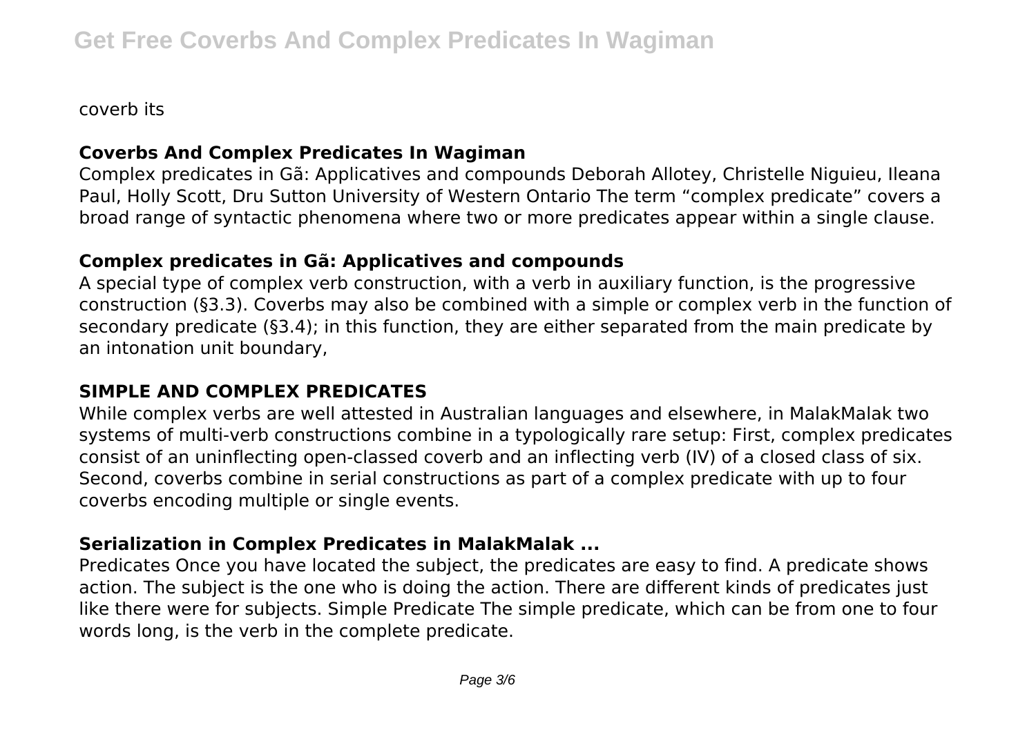coverb its

## Coverbs And Complex Predicates In Wagiman

Complex predicates in Gã: Applicatives and compounds Deborah Allotey, Christelle Niguieu, Ileana Paul, Holly Scott, Dru Sutton University of Western Ontario The term “complex predicate” covers a broad range of syntactic phenomena where two or more predicates appear within a single clause.

## Complex predicates in Gã: Applicatives and compounds

A special type of complex verb construction, with a verb in auxiliary function, is the progressive construction (§3.3). Coverbs may also be combined with a simple or complex verb in the function of secondary predicate (§3.4); in this function, they are either separated from the main predicate by an intonation unit boundary,

## SIMPLE AND COMPLEX PREDICATES

While complex verbs are well attested in Australian languages and elsewhere, in MalakMalak two systems of multi-verb constructions combine in a typologically rare setup: First, complex predicates consist of an uninflecting open-classed coverb and an inflecting verb (IV) of a closed class of six. Second, coverbs combine in serial constructions as part of a complex predicate with up to four coverbs encoding multiple or single events.

## Serialization in Complex Predicates in MalakMalak ...

Predicates Once you have located the subject, the predicates are easy to find. A predicate shows action. The subject is the one who is doing the action. There are different kinds of predicates just like there were for subjects. Simple Predicate The simple predicate, which can be from one to four words long, is the verb in the complete predicate.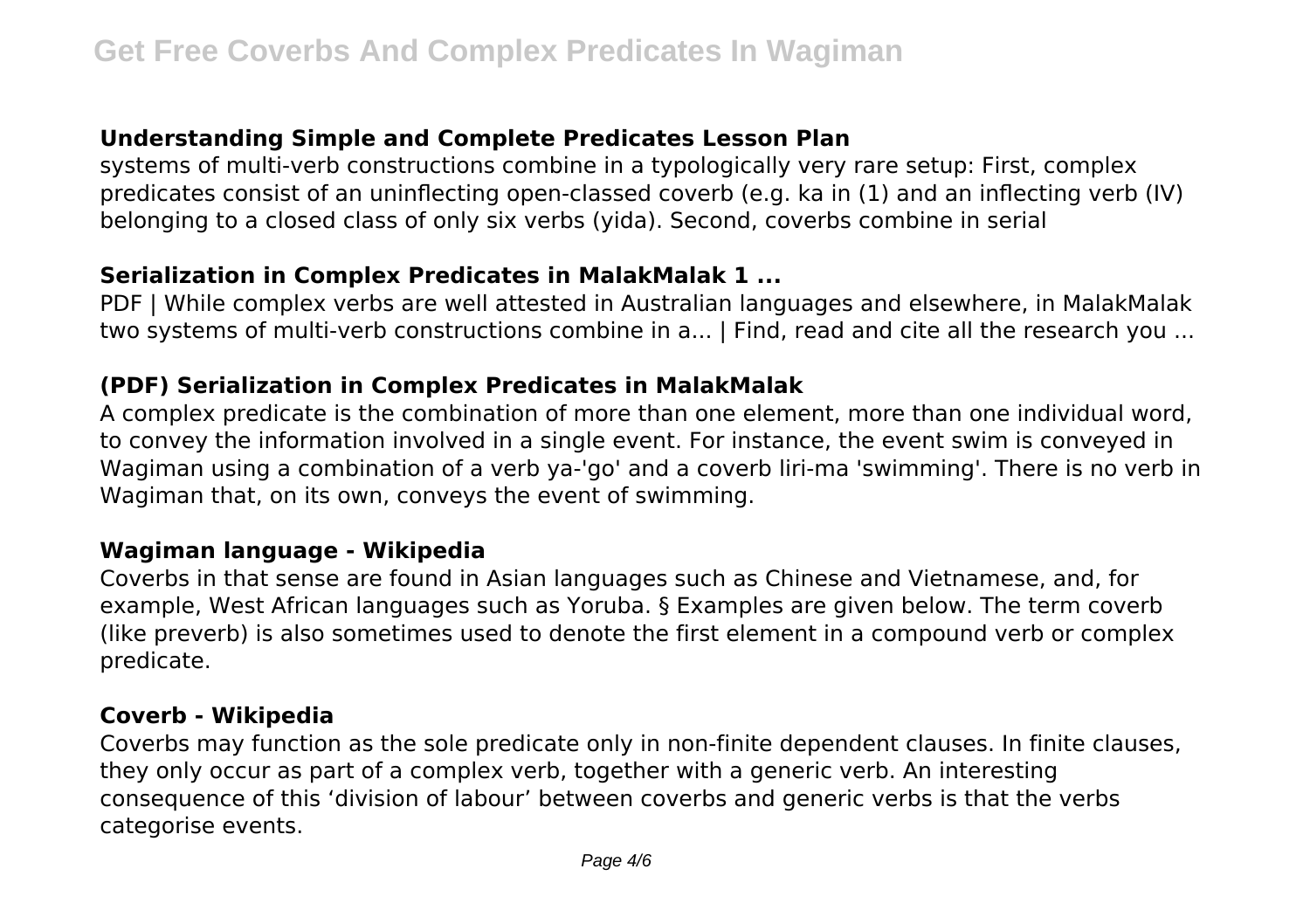### Understanding Simple and Complete Predicates Lesson Plan

systems of multi-verb constructions combine in a typologically very rare setup: First, complex predicates consist of an uninflecting open-classed coverb (e.g. ka in (1) and an inflecting verb (IV) belonging to a closed class of only six verbs (yida). Second, coverbs combine in serial

### Serialization in Complex Predicates in MalakMalak 1 ...

PDF | While complex verbs are well attested in Australian languages and elsewhere, in MalakMalak two systems of multi-verb constructions combine in a... | Find, read and cite all the research you ...

### (PDF) Serialization in Complex Predicates in MalakMalak

A complex predicate is the combination of more than one element, more than one individual word, to convey the information involved in a single event. For instance, the event swim is conveyed in Wagiman using a combination of a verb ya-'go' and a coverb liri-ma 'swimming'. There is no verb in Wagiman that, on its own, conveys the event of swimming.

### Wagiman language - Wikipedia

Coverbs in that sense are found in Asian languages such as Chinese and Vietnamese, and, for example, West African languages such as Yoruba. § Examples are given below. The term coverb (like preverb) is also sometimes used to denote the first element in a compound verb or complex predicate.

### Coverb - Wikipedia

Coverbs may function as the sole predicate only in non-finite dependent clauses. In finite clauses, they only occur as part of a complex verb, together with a generic verb. An interesting consequence of this 'division of labour' between coverbs and generic verbs is that the verbs categorise events.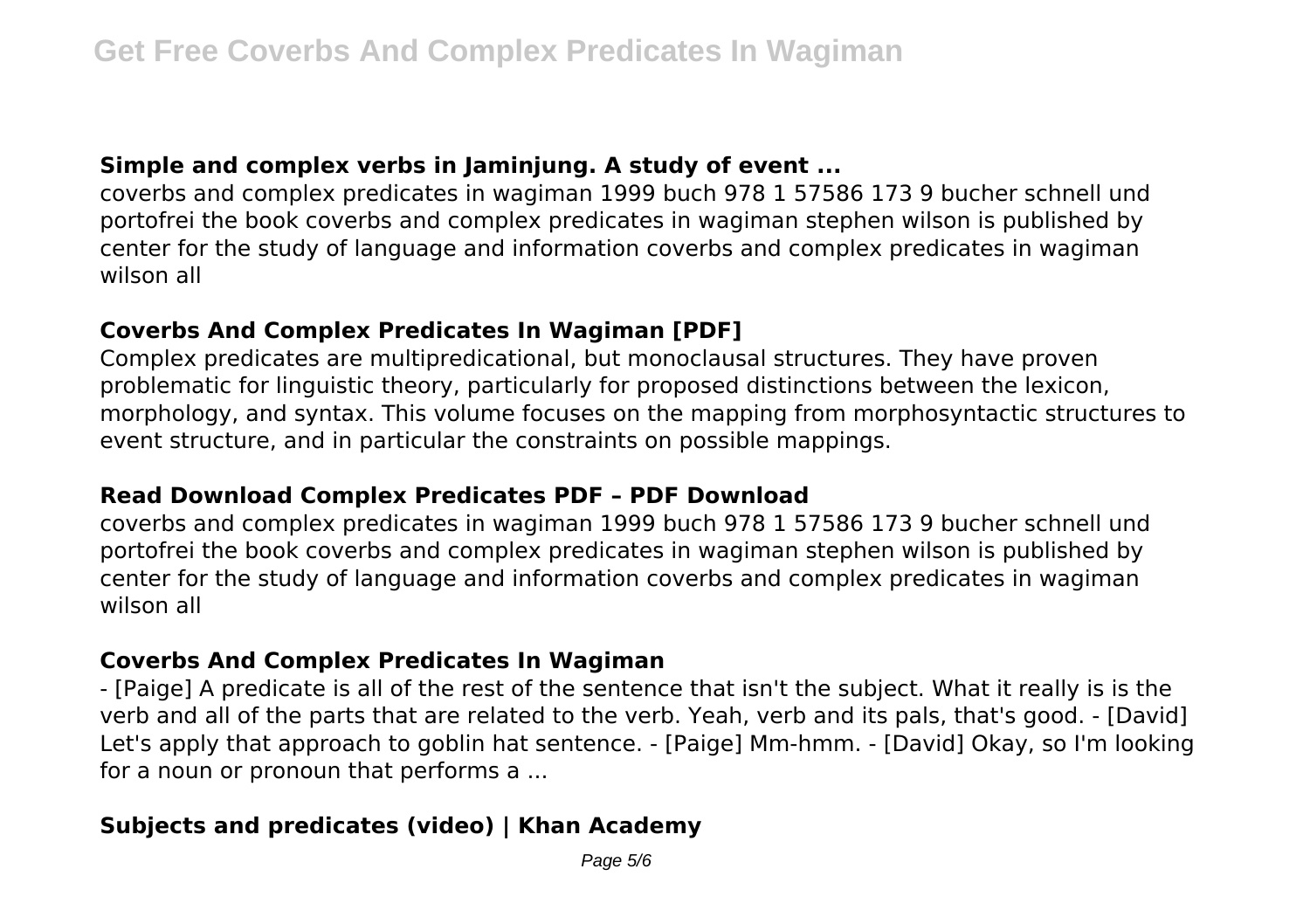### Simple and complex verbs in Jaminjung. A study of event ...

coverbs and complex predicates in wagiman 1999 buch 978 1 57586 173 9 bucher schnell und portofrei the book coverbs and complex predicates in wagiman stephen wilson is published by center for the study of language and information coverbs and complex predicates in wagiman wilson all

### Coverbs And Complex Predicates In Wagiman [PDF]

Complex predicates are multipredicational, but monoclausal structures. They have proven problematic for linguistic theory, particularly for proposed distinctions between the lexicon, morphology, and syntax. This volume focuses on the mapping from morphosyntactic structures to event structure, and in particular the constraints on possible mappings.

### Read Download Complex Predicates PDF – PDF Download

coverbs and complex predicates in wagiman 1999 buch 978 1 57586 173 9 bucher schnell und portofrei the book coverbs and complex predicates in wagiman stephen wilson is published by center for the study of language and information coverbs and complex predicates in wagiman wilson all

### Coverbs And Complex Predicates In Wagiman

- [Paige] A predicate is all of the rest of the sentence that isn't the subject. What it really is is the verb and all of the parts that are related to the verb. Yeah, verb and its pals, that's good. - [David] Let's apply that approach to goblin hat sentence. - [Paige] Mm-hmm. - [David] Okay, so I'm looking for a noun or pronoun that performs a ...

### Subjects and predicates (video) | Khan Academy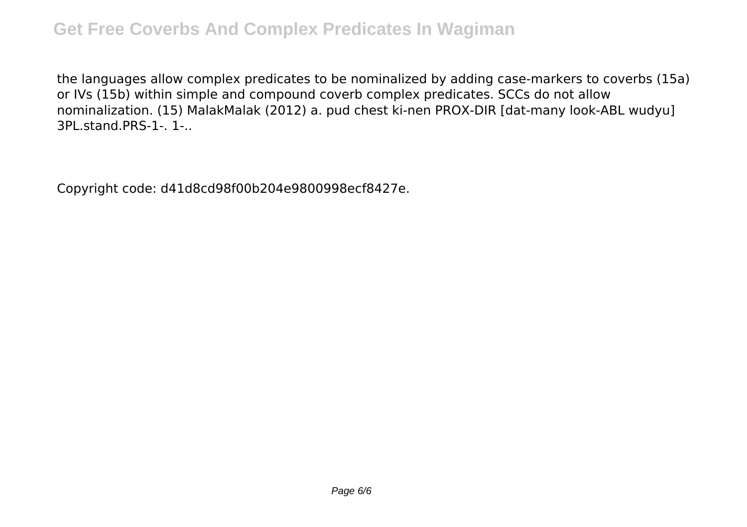the languages allow complex predicates to be nominalized by adding case-markers to coverbs (15a) or IVs (15b) within simple and compound coverb complex predicates. SCCs do not allow nominalization. (15) MalakMalak (2012) a. pud chest ki-nen PROX-DIR [dat-many look-ABL wudyu] 3PL.stand.PRS-1-. 1-..

Copyright code: d41d8cd98f00b204e9800998ecf8427e.